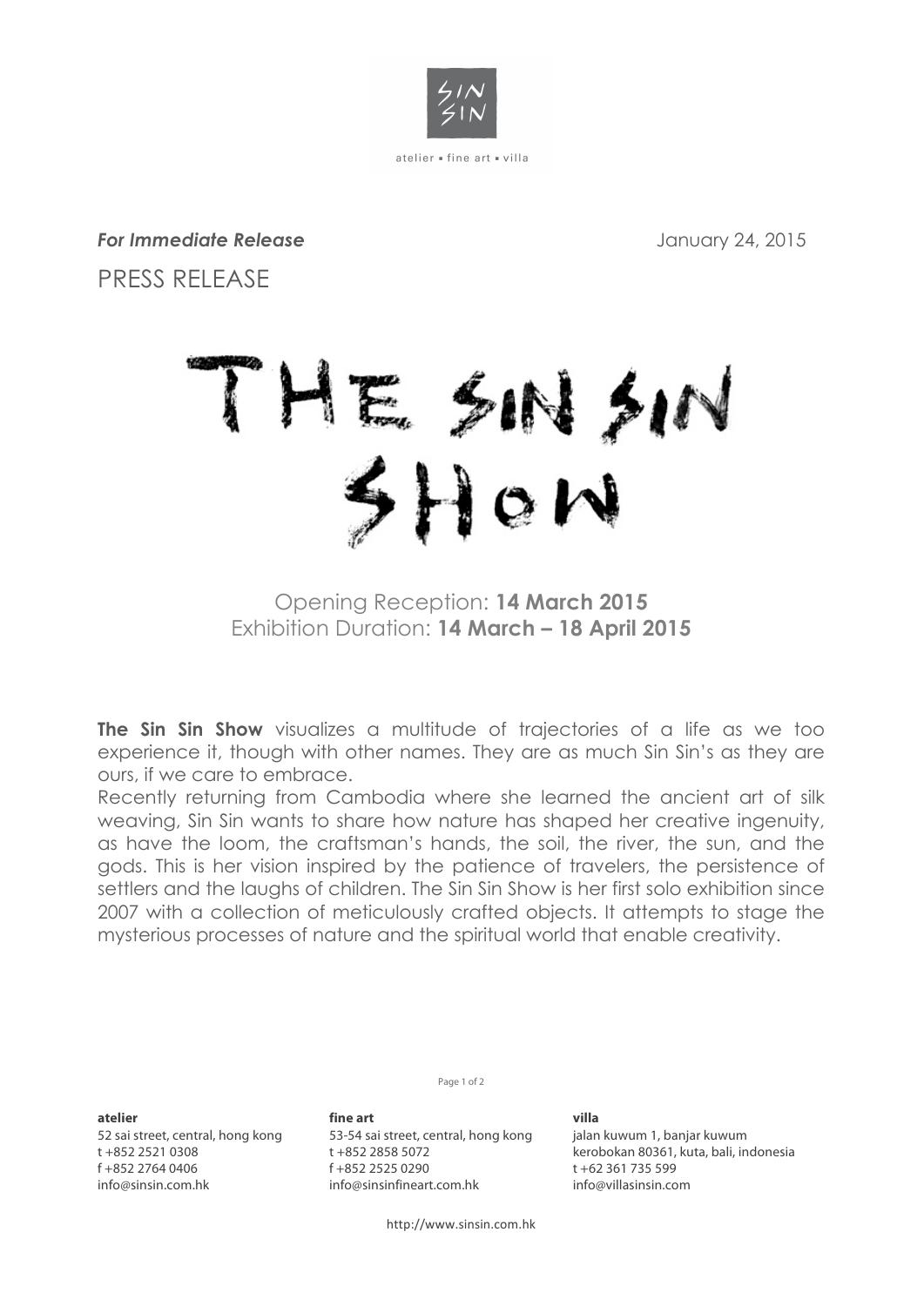SIN SIN

atelier ▪ fine art ▪ villa

***For Immediate Release*** January 24, 2015

PRESS RELEASE

# THE SIN SIN SHOW

Opening Reception: **14 March 2015**
Exhibition Duration: **14 March – 18 April 2015**

**The Sin Sin Show** visualizes a multitude of trajectories of a life as we too experience it, though with other names. They are as much Sin Sin's as they are ours, if we care to embrace.
Recently returning from Cambodia where she learned the ancient art of silk weaving, Sin Sin wants to share how nature has shaped her creative ingenuity, as have the loom, the craftsman's hands, the soil, the river, the sun, and the gods. This is her vision inspired by the patience of travelers, the persistence of settlers and the laughs of children. The Sin Sin Show is her first solo exhibition since 2007 with a collection of meticulously crafted objects. It attempts to stage the mysterious processes of nature and the spiritual world that enable creativity.

**atelier**
52 sai street, central, hong kong
t +852 2521 0308
f +852 2764 0406
info@sinsin.com.hk

**fine art**
53-54 sai street, central, hong kong
t +852 2858 5072
f +852 2525 0290
info@sinsinfineart.com.hk

**villa**
jalan kuwum 1, banjar kuwum
kerobokan 80361, kuta, bali, indonesia
t +62 361 735 599
info@villasinsin.com

http://www.sinsin.com.hk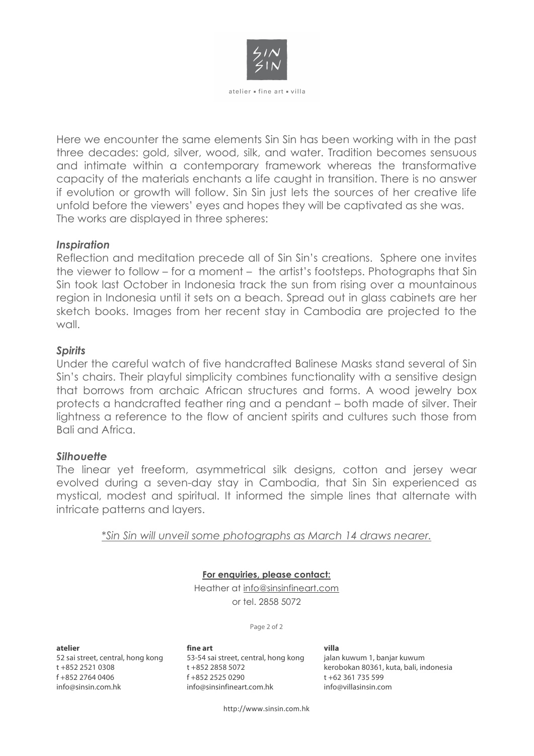Here we encounter the same elements Sin Sin has been working with in the past three decades: gold, silver, wood, silk, and water. Tradition becomes sensuous and intimate within a contemporary framework whereas the transformative capacity of the materials enchants a life caught in transition. There is no answer if evolution or growth will follow. Sin Sin just lets the sources of her creative life unfold before the viewers' eyes and hopes they will be captivated as she was. The works are displayed in three spheres:

### *Inspiration*

Reflection and meditation precede all of Sin Sin's creations. Sphere one invites the viewer to follow – for a moment – the artist's footsteps. Photographs that Sin Sin took last October in Indonesia track the sun from rising over a mountainous region in Indonesia until it sets on a beach. Spread out in glass cabinets are her sketch books. Images from her recent stay in Cambodia are projected to the wall.

### *Spirits*

Under the careful watch of five handcrafted Balinese Masks stand several of Sin Sin's chairs. Their playful simplicity combines functionality with a sensitive design that borrows from archaic African structures and forms. A wood jewelry box protects a handcrafted feather ring and a pendant – both made of silver. Their lightness a reference to the flow of ancient spirits and cultures such those from Bali and Africa.

### *Silhouette*

The linear yet freeform, asymmetrical silk designs, cotton and jersey wear evolved during a seven-day stay in Cambodia, that Sin Sin experienced as mystical, modest and spiritual. It informed the simple lines that alternate with intricate patterns and layers.

*\*Sin Sin will unveil some photographs as March 14 draws nearer.*

**For enquiries, please contact:**

Heather at info@sinsinfineart.com
or tel. 2858 5072

**atelier**
52 sai street, central, hong kong
t +852 2521 0308
f +852 2764 0406
info@sinsin.com.hk

**fine art**
53-54 sai street, central, hong kong
t +852 2858 5072
f +852 2525 0290
info@sinsinfineart.com.hk

**villa**
jalan kuwum 1, banjar kuwum
kerobokan 80361, kuta, bali, indonesia
t +62 361 735 599
info@villasinsin.com

http://www.sinsin.com.hk